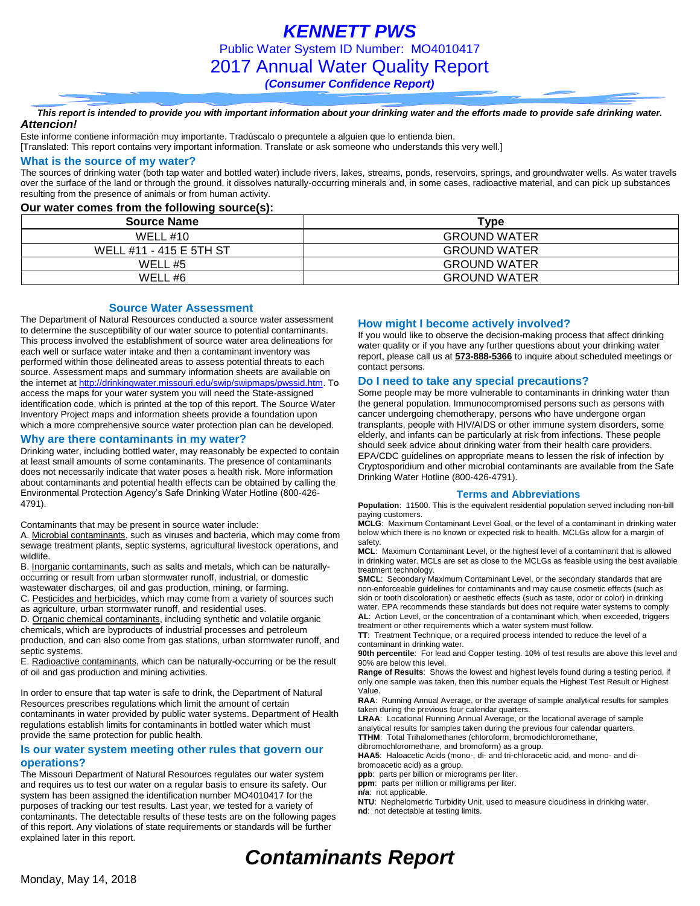# KENNETT PWS

Public Water System ID Number: MO4010417

## 2017 Annual Water Quality Report

***(Consumer Confidence Report)***

***This report is intended to provide you with important information about your drinking water and the efforts made to provide safe drinking water.***

***Attencion!***

Este informe contiene información muy importante. Tradúscalo o prequntele a alguien que lo entienda bien.
[Translated: This report contains very important information. Translate or ask someone who understands this very well.]

### What is the source of my water?

The sources of drinking water (both tap water and bottled water) include rivers, lakes, streams, ponds, reservoirs, springs, and groundwater wells. As water travels over the surface of the land or through the ground, it dissolves naturally-occurring minerals and, in some cases, radioactive material, and can pick up substances resulting from the presence of animals or from human activity.

**Our water comes from the following source(s):**

| Source Name | Type |
|---|---|
| WELL #10 | GROUND WATER |
| WELL #11 - 415 E 5TH ST | GROUND WATER |
| WELL #5 | GROUND WATER |
| WELL #6 | GROUND WATER |

### Source Water Assessment

The Department of Natural Resources conducted a source water assessment to determine the susceptibility of our water source to potential contaminants. This process involved the establishment of source water area delineations for each well or surface water intake and then a contaminant inventory was performed within those delineated areas to assess potential threats to each source. Assessment maps and summary information sheets are available on the internet at http://drinkingwater.missouri.edu/swip/swipmaps/pwssid.htm. To access the maps for your water system you will need the State-assigned identification code, which is printed at the top of this report. The Source Water Inventory Project maps and information sheets provide a foundation upon which a more comprehensive source water protection plan can be developed.

### Why are there contaminants in my water?

Drinking water, including bottled water, may reasonably be expected to contain at least small amounts of some contaminants. The presence of contaminants does not necessarily indicate that water poses a health risk. More information about contaminants and potential health effects can be obtained by calling the Environmental Protection Agency's Safe Drinking Water Hotline (800-426-4791).

Contaminants that may be present in source water include:

A. Microbial contaminants, such as viruses and bacteria, which may come from sewage treatment plants, septic systems, agricultural livestock operations, and wildlife.
B. Inorganic contaminants, such as salts and metals, which can be naturally-occurring or result from urban stormwater runoff, industrial, or domestic wastewater discharges, oil and gas production, mining, or farming.
C. Pesticides and herbicides, which may come from a variety of sources such as agriculture, urban stormwater runoff, and residential uses.
D. Organic chemical contaminants, including synthetic and volatile organic chemicals, which are byproducts of industrial processes and petroleum production, and can also come from gas stations, urban stormwater runoff, and septic systems.
E. Radioactive contaminants, which can be naturally-occurring or be the result of oil and gas production and mining activities.

In order to ensure that tap water is safe to drink, the Department of Natural Resources prescribes regulations which limit the amount of certain contaminants in water provided by public water systems. Department of Health regulations establish limits for contaminants in bottled water which must provide the same protection for public health.

### Is our water system meeting other rules that govern our operations?

The Missouri Department of Natural Resources regulates our water system and requires us to test our water on a regular basis to ensure its safety. Our system has been assigned the identification number MO4010417 for the purposes of tracking our test results. Last year, we tested for a variety of contaminants. The detectable results of these tests are on the following pages of this report. Any violations of state requirements or standards will be further explained later in this report.

### How might I become actively involved?

If you would like to observe the decision-making process that affect drinking water quality or if you have any further questions about your drinking water report, please call us at **573-888-5366** to inquire about scheduled meetings or contact persons.

### Do I need to take any special precautions?

Some people may be more vulnerable to contaminants in drinking water than the general population. Immunocompromised persons such as persons with cancer undergoing chemotherapy, persons who have undergone organ transplants, people with HIV/AIDS or other immune system disorders, some elderly, and infants can be particularly at risk from infections. These people should seek advice about drinking water from their health care providers. EPA/CDC guidelines on appropriate means to lessen the risk of infection by Cryptosporidium and other microbial contaminants are available from the Safe Drinking Water Hotline (800-426-4791).

### Terms and Abbreviations

**Population**: 11500. This is the equivalent residential population served including non-bill paying customers.
**MCLG**: Maximum Contaminant Level Goal, or the level of a contaminant in drinking water below which there is no known or expected risk to health. MCLGs allow for a margin of safety.
**MCL**: Maximum Contaminant Level, or the highest level of a contaminant that is allowed in drinking water. MCLs are set as close to the MCLGs as feasible using the best available treatment technology.
**SMCL**: Secondary Maximum Contaminant Level, or the secondary standards that are non-enforceable guidelines for contaminants and may cause cosmetic effects (such as skin or tooth discoloration) or aesthetic effects (such as taste, odor or color) in drinking water. EPA recommends these standards but does not require water systems to comply
**AL**: Action Level, or the concentration of a contaminant which, when exceeded, triggers treatment or other requirements which a water system must follow.
**TT**: Treatment Technique, or a required process intended to reduce the level of a contaminant in drinking water.
**90th percentile**: For lead and Copper testing. 10% of test results are above this level and 90% are below this level.
**Range of Results**: Shows the lowest and highest levels found during a testing period, if only one sample was taken, then this number equals the Highest Test Result or Highest Value.
**RAA**: Running Annual Average, or the average of sample analytical results for samples taken during the previous four calendar quarters.
**LRAA**: Locational Running Annual Average, or the locational average of sample analytical results for samples taken during the previous four calendar quarters.
**TTHM**: Total Trihalomethanes (chloroform, bromodichloromethane, dibromochloromethane, and bromoform) as a group.
**HAA5**: Haloacetic Acids (mono-, di- and tri-chloracetic acid, and mono- and di-bromoacetic acid) as a group.
**ppb**: parts per billion or micrograms per liter.
**ppm**: parts per million or milligrams per liter.
**n/a**: not applicable.
**NTU**: Nephelometric Turbidity Unit, used to measure cloudiness in drinking water.
**nd**: not detectable at testing limits.

# Contaminants Report

Monday, May 14, 2018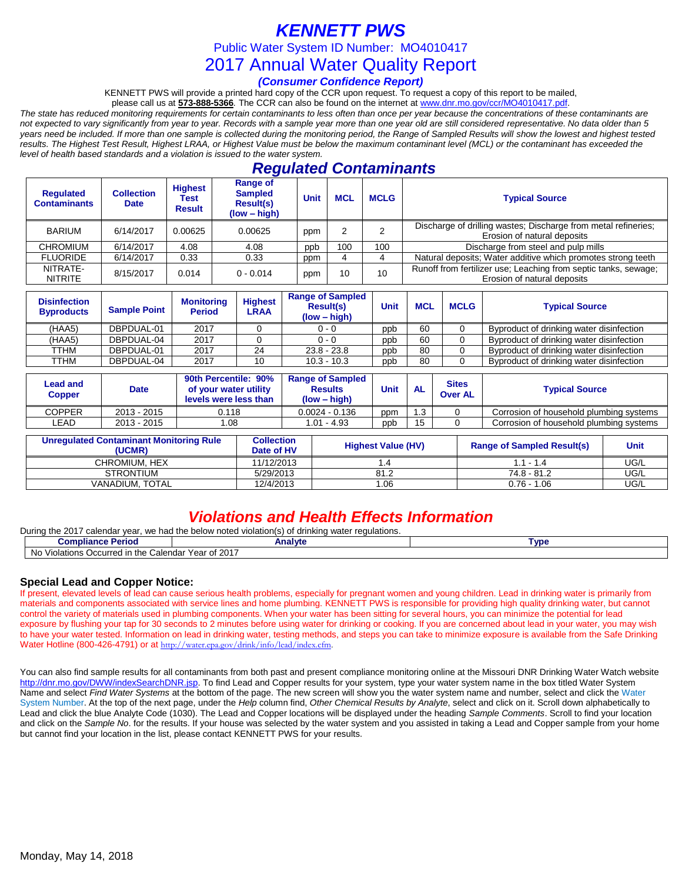# KENNETT PWS

Public Water System ID Number: MO4010417

## 2017 Annual Water Quality Report

***(Consumer Confidence Report)***

KENNETT PWS will provide a printed hard copy of the CCR upon request. To request a copy of this report to be mailed, please call us at **573-888-5366**. The CCR can also be found on the internet at www.dnr.mo.gov/ccr/MO4010417.pdf.

*The state has reduced monitoring requirements for certain contaminants to less often than once per year because the concentrations of these contaminants are not expected to vary significantly from year to year. Records with a sample year more than one year old are still considered representative. No data older than 5 years need be included. If more than one sample is collected during the monitoring period, the Range of Sampled Results will show the lowest and highest tested results. The Highest Test Result, Highest LRAA, or Highest Value must be below the maximum contaminant level (MCL) or the contaminant has exceeded the level of health based standards and a violation is issued to the water system.*

## Regulated Contaminants

| Regulated Contaminants | Collection Date | Highest Test Result | Range of Sampled Result(s) (low – high) | Unit | MCL | MCLG | Typical Source |
|---|---|---|---|---|---|---|---|
| BARIUM | 6/14/2017 | 0.00625 | 0.00625 | ppm | 2 | 2 | Discharge of drilling wastes; Discharge from metal refineries; Erosion of natural deposits |
| CHROMIUM | 6/14/2017 | 4.08 | 4.08 | ppb | 100 | 100 | Discharge from steel and pulp mills |
| FLUORIDE | 6/14/2017 | 0.33 | 0.33 | ppm | 4 | 4 | Natural deposits; Water additive which promotes strong teeth |
| NITRATE-NITRITE | 8/15/2017 | 0.014 | 0 - 0.014 | ppm | 10 | 10 | Runoff from fertilizer use; Leaching from septic tanks, sewage; Erosion of natural deposits |

| Disinfection Byproducts | Sample Point | Monitoring Period | Highest LRAA | Range of Sampled Result(s) (low – high) | Unit | MCL | MCLG | Typical Source |
|---|---|---|---|---|---|---|---|---|
| (HAA5) | DBPDUAL-01 | 2017 | 0 | 0 - 0 | ppb | 60 | 0 | Byproduct of drinking water disinfection |
| (HAA5) | DBPDUAL-04 | 2017 | 0 | 0 - 0 | ppb | 60 | 0 | Byproduct of drinking water disinfection |
| TTHM | DBPDUAL-01 | 2017 | 24 | 23.8 - 23.8 | ppb | 80 | 0 | Byproduct of drinking water disinfection |
| TTHM | DBPDUAL-04 | 2017 | 10 | 10.3 - 10.3 | ppb | 80 | 0 | Byproduct of drinking water disinfection |

| Lead and Copper | Date | 90th Percentile: 90% of your water utility levels were less than | Range of Sampled Results (low – high) | Unit | AL | Sites Over AL | Typical Source |
|---|---|---|---|---|---|---|---|
| COPPER | 2013 - 2015 | 0.118 | 0.0024 - 0.136 | ppm | 1.3 | 0 | Corrosion of household plumbing systems |
| LEAD | 2013 - 2015 | 1.08 | 1.01 - 4.93 | ppb | 15 | 0 | Corrosion of household plumbing systems |

| Unregulated Contaminant Monitoring Rule (UCMR) | Collection Date of HV | Highest Value (HV) | Range of Sampled Result(s) | Unit |
|---|---|---|---|---|
| CHROMIUM, HEX | 11/12/2013 | 1.4 | 1.1 - 1.4 | UG/L |
| STRONTIUM | 5/29/2013 | 81.2 | 74.8 - 81.2 | UG/L |
| VANADIUM, TOTAL | 12/4/2013 | 1.06 | 0.76 - 1.06 | UG/L |

## Violations and Health Effects Information

During the 2017 calendar year, we had the below noted violation(s) of drinking water regulations.

| Compliance Period | Analyte | Type |
|---|---|---|
| No Violations Occurred in the Calendar Year of 2017 | | |

### Special Lead and Copper Notice:

If present, elevated levels of lead can cause serious health problems, especially for pregnant women and young children. Lead in drinking water is primarily from materials and components associated with service lines and home plumbing. KENNETT PWS is responsible for providing high quality drinking water, but cannot control the variety of materials used in plumbing components. When your water has been sitting for several hours, you can minimize the potential for lead exposure by flushing your tap for 30 seconds to 2 minutes before using water for drinking or cooking. If you are concerned about lead in your water, you may wish to have your water tested. Information on lead in drinking water, testing methods, and steps you can take to minimize exposure is available from the Safe Drinking Water Hotline (800-426-4791) or at http://water.epa.gov/drink/info/lead/index.cfm.

You can also find sample results for all contaminants from both past and present compliance monitoring online at the Missouri DNR Drinking Water Watch website http://dnr.mo.gov/DWW/indexSearchDNR.jsp. To find Lead and Copper results for your system, type your water system name in the box titled Water System Name and select *Find Water Systems* at the bottom of the page. The new screen will show you the water system name and number, select and click the Water System Number. At the top of the next page, under the *Help* column find, *Other Chemical Results by Analyte*, select and click on it. Scroll down alphabetically to Lead and click the blue Analyte Code (1030). The Lead and Copper locations will be displayed under the heading *Sample Comments*. Scroll to find your location and click on the *Sample No*. for the results. If your house was selected by the water system and you assisted in taking a Lead and Copper sample from your home but cannot find your location in the list, please contact KENNETT PWS for your results.

Monday, May 14, 2018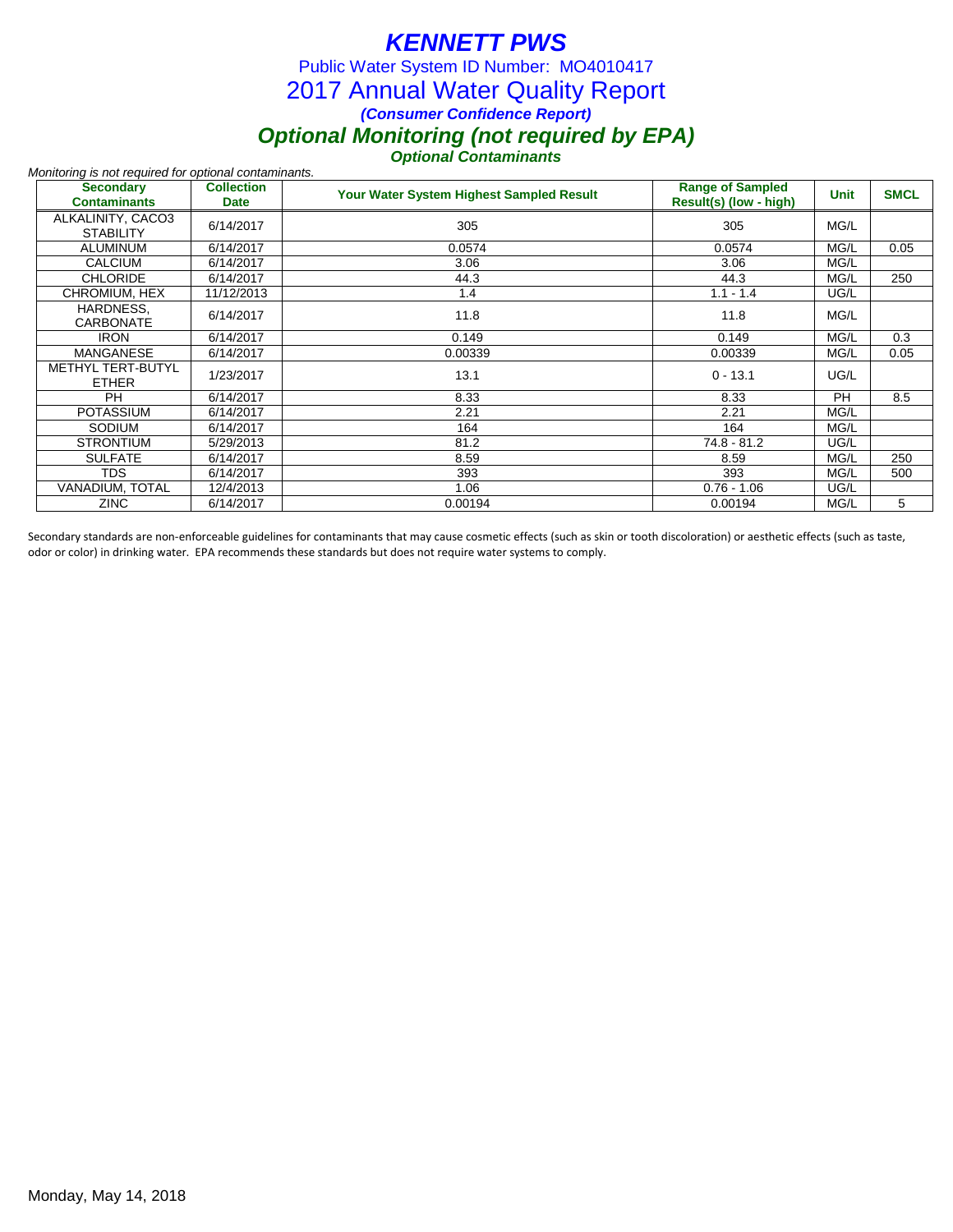# KENNETT PWS

Public Water System ID Number: MO4010417

## 2017 Annual Water Quality Report

***(Consumer Confidence Report)***

## *Optional Monitoring (not required by EPA)*

***Optional Contaminants***

*Monitoring is not required for optional contaminants.*

| Secondary Contaminants | Collection Date | Your Water System Highest Sampled Result | Range of Sampled Result(s) (low - high) | Unit | SMCL |
|---|---|---|---|---|---|
| ALKALINITY, CACO3 STABILITY | 6/14/2017 | 305 | 305 | MG/L | |
| ALUMINUM | 6/14/2017 | 0.0574 | 0.0574 | MG/L | 0.05 |
| CALCIUM | 6/14/2017 | 3.06 | 3.06 | MG/L | |
| CHLORIDE | 6/14/2017 | 44.3 | 44.3 | MG/L | 250 |
| CHROMIUM, HEX | 11/12/2013 | 1.4 | 1.1 - 1.4 | UG/L | |
| HARDNESS, CARBONATE | 6/14/2017 | 11.8 | 11.8 | MG/L | |
| IRON | 6/14/2017 | 0.149 | 0.149 | MG/L | 0.3 |
| MANGANESE | 6/14/2017 | 0.00339 | 0.00339 | MG/L | 0.05 |
| METHYL TERT-BUTYL ETHER | 1/23/2017 | 13.1 | 0 - 13.1 | UG/L | |
| PH | 6/14/2017 | 8.33 | 8.33 | PH | 8.5 |
| POTASSIUM | 6/14/2017 | 2.21 | 2.21 | MG/L | |
| SODIUM | 6/14/2017 | 164 | 164 | MG/L | |
| STRONTIUM | 5/29/2013 | 81.2 | 74.8 - 81.2 | UG/L | |
| SULFATE | 6/14/2017 | 8.59 | 8.59 | MG/L | 250 |
| TDS | 6/14/2017 | 393 | 393 | MG/L | 500 |
| VANADIUM, TOTAL | 12/4/2013 | 1.06 | 0.76 - 1.06 | UG/L | |
| ZINC | 6/14/2017 | 0.00194 | 0.00194 | MG/L | 5 |

Secondary standards are non-enforceable guidelines for contaminants that may cause cosmetic effects (such as skin or tooth discoloration) or aesthetic effects (such as taste, odor or color) in drinking water. EPA recommends these standards but does not require water systems to comply.

Monday, May 14, 2018